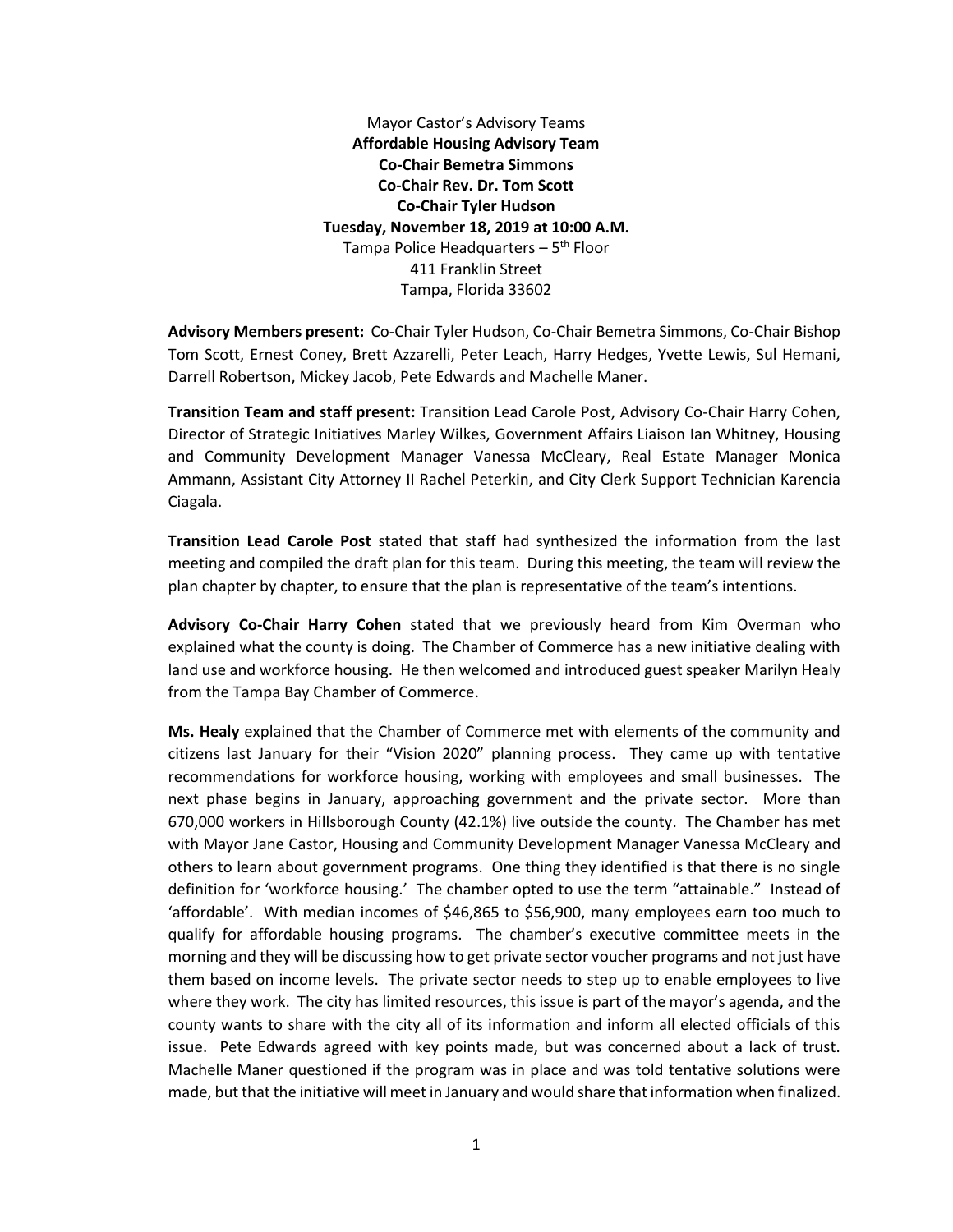Mayor Castor's Advisory Teams

**Affordable Housing Advisory Team**

**Co-Chair Bemetra Simmons**

**Co-Chair Rev. Dr. Tom Scott**

**Co-Chair Tyler Hudson**

**Tuesday, November 18, 2019 at 10:00 A.M.**

Tampa Police Headquarters – 5th Floor

411 Franklin Street

Tampa, Florida 33602

**Advisory Members present:** Co-Chair Tyler Hudson, Co-Chair Bemetra Simmons, Co-Chair Bishop Tom Scott, Ernest Coney, Brett Azzarelli, Peter Leach, Harry Hedges, Yvette Lewis, Sul Hemani, Darrell Robertson, Mickey Jacob, Pete Edwards and Machelle Maner.

**Transition Team and staff present:** Transition Lead Carole Post, Advisory Co-Chair Harry Cohen, Director of Strategic Initiatives Marley Wilkes, Government Affairs Liaison Ian Whitney, Housing and Community Development Manager Vanessa McCleary, Real Estate Manager Monica Ammann, Assistant City Attorney II Rachel Peterkin, and City Clerk Support Technician Karencia Ciagala.

**Transition Lead Carole Post** stated that staff had synthesized the information from the last meeting and compiled the draft plan for this team. During this meeting, the team will review the plan chapter by chapter, to ensure that the plan is representative of the team's intentions.

**Advisory Co-Chair Harry Cohen** stated that we previously heard from Kim Overman who explained what the county is doing. The Chamber of Commerce has a new initiative dealing with land use and workforce housing. He then welcomed and introduced guest speaker Marilyn Healy from the Tampa Bay Chamber of Commerce.

**Ms. Healy** explained that the Chamber of Commerce met with elements of the community and citizens last January for their "Vision 2020" planning process. They came up with tentative recommendations for workforce housing, working with employees and small businesses. The next phase begins in January, approaching government and the private sector. More than 670,000 workers in Hillsborough County (42.1%) live outside the county. The Chamber has met with Mayor Jane Castor, Housing and Community Development Manager Vanessa McCleary and others to learn about government programs. One thing they identified is that there is no single definition for 'workforce housing.' The chamber opted to use the term "attainable." Instead of 'affordable'. With median incomes of $46,865 to $56,900, many employees earn too much to qualify for affordable housing programs. The chamber's executive committee meets in the morning and they will be discussing how to get private sector voucher programs and not just have them based on income levels. The private sector needs to step up to enable employees to live where they work. The city has limited resources, this issue is part of the mayor's agenda, and the county wants to share with the city all of its information and inform all elected officials of this issue. Pete Edwards agreed with key points made, but was concerned about a lack of trust. Machelle Maner questioned if the program was in place and was told tentative solutions were made, but that the initiative will meet in January and would share that information when finalized.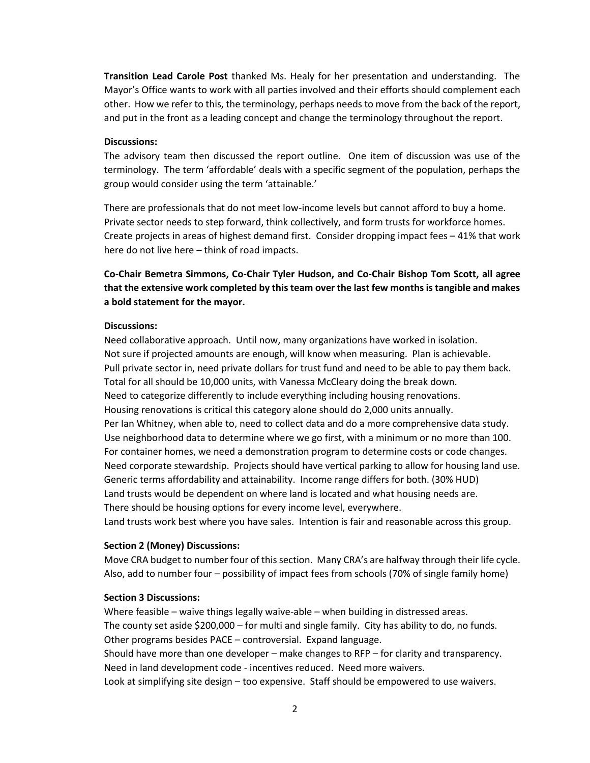**Transition Lead Carole Post** thanked Ms. Healy for her presentation and understanding. The Mayor's Office wants to work with all parties involved and their efforts should complement each other. How we refer to this, the terminology, perhaps needs to move from the back of the report, and put in the front as a leading concept and change the terminology throughout the report.

**Discussions:**

The advisory team then discussed the report outline. One item of discussion was use of the terminology. The term 'affordable' deals with a specific segment of the population, perhaps the group would consider using the term 'attainable.'

There are professionals that do not meet low-income levels but cannot afford to buy a home. Private sector needs to step forward, think collectively, and form trusts for workforce homes. Create projects in areas of highest demand first. Consider dropping impact fees – 41% that work here do not live here – think of road impacts.

**Co-Chair Bemetra Simmons, Co-Chair Tyler Hudson, and Co-Chair Bishop Tom Scott, all agree that the extensive work completed by this team over the last few months is tangible and makes a bold statement for the mayor.**

**Discussions:**

Need collaborative approach. Until now, many organizations have worked in isolation.
Not sure if projected amounts are enough, will know when measuring. Plan is achievable.
Pull private sector in, need private dollars for trust fund and need to be able to pay them back.
Total for all should be 10,000 units, with Vanessa McCleary doing the break down.
Need to categorize differently to include everything including housing renovations.
Housing renovations is critical this category alone should do 2,000 units annually.
Per Ian Whitney, when able to, need to collect data and do a more comprehensive data study.
Use neighborhood data to determine where we go first, with a minimum or no more than 100.
For container homes, we need a demonstration program to determine costs or code changes.
Need corporate stewardship. Projects should have vertical parking to allow for housing land use.
Generic terms affordability and attainability. Income range differs for both. (30% HUD)
Land trusts would be dependent on where land is located and what housing needs are.
There should be housing options for every income level, everywhere.
Land trusts work best where you have sales. Intention is fair and reasonable across this group.

**Section 2 (Money) Discussions:**

Move CRA budget to number four of this section. Many CRA's are halfway through their life cycle.
Also, add to number four – possibility of impact fees from schools (70% of single family home)

**Section 3 Discussions:**

Where feasible – waive things legally waive-able – when building in distressed areas.
The county set aside $200,000 – for multi and single family. City has ability to do, no funds.
Other programs besides PACE – controversial. Expand language.
Should have more than one developer – make changes to RFP – for clarity and transparency.
Need in land development code - incentives reduced. Need more waivers.
Look at simplifying site design – too expensive. Staff should be empowered to use waivers.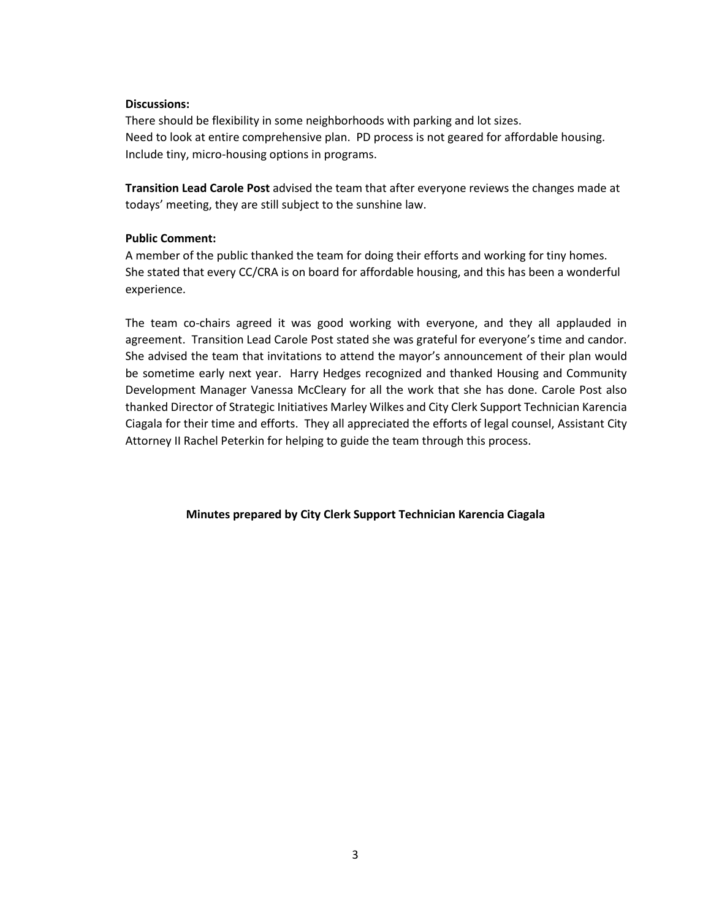**Discussions:**

There should be flexibility in some neighborhoods with parking and lot sizes.
Need to look at entire comprehensive plan. PD process is not geared for affordable housing.
Include tiny, micro-housing options in programs.

**Transition Lead Carole Post** advised the team that after everyone reviews the changes made at todays' meeting, they are still subject to the sunshine law.

**Public Comment:**

A member of the public thanked the team for doing their efforts and working for tiny homes. She stated that every CC/CRA is on board for affordable housing, and this has been a wonderful experience.

The team co-chairs agreed it was good working with everyone, and they all applauded in agreement. Transition Lead Carole Post stated she was grateful for everyone's time and candor. She advised the team that invitations to attend the mayor's announcement of their plan would be sometime early next year. Harry Hedges recognized and thanked Housing and Community Development Manager Vanessa McCleary for all the work that she has done. Carole Post also thanked Director of Strategic Initiatives Marley Wilkes and City Clerk Support Technician Karencia Ciagala for their time and efforts. They all appreciated the efforts of legal counsel, Assistant City Attorney II Rachel Peterkin for helping to guide the team through this process.

**Minutes prepared by City Clerk Support Technician Karencia Ciagala**